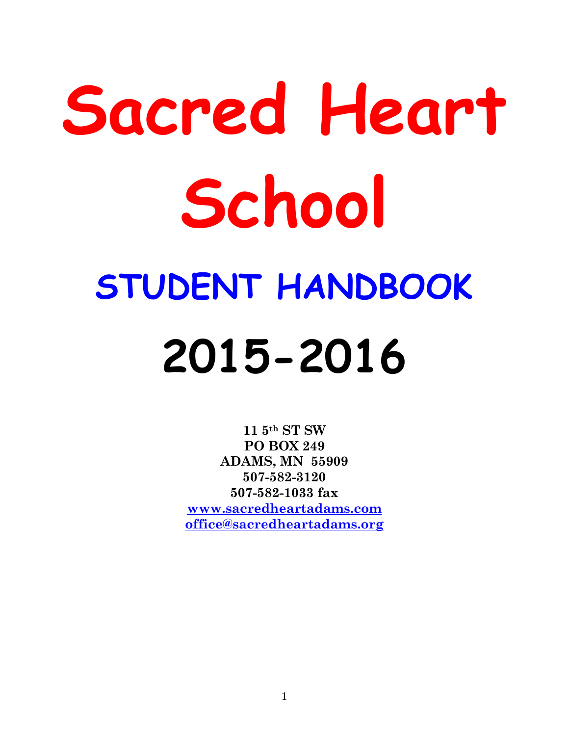# Sacred Heart School

## STUDENT HANDBOOK

# 2015-2016

**11 5th ST SW**
**PO BOX 249**
**ADAMS, MN 55909**
**507-582-3120**
**507-582-1033 fax**
**www.sacredheartadams.com**
**office@sacredheartadams.org**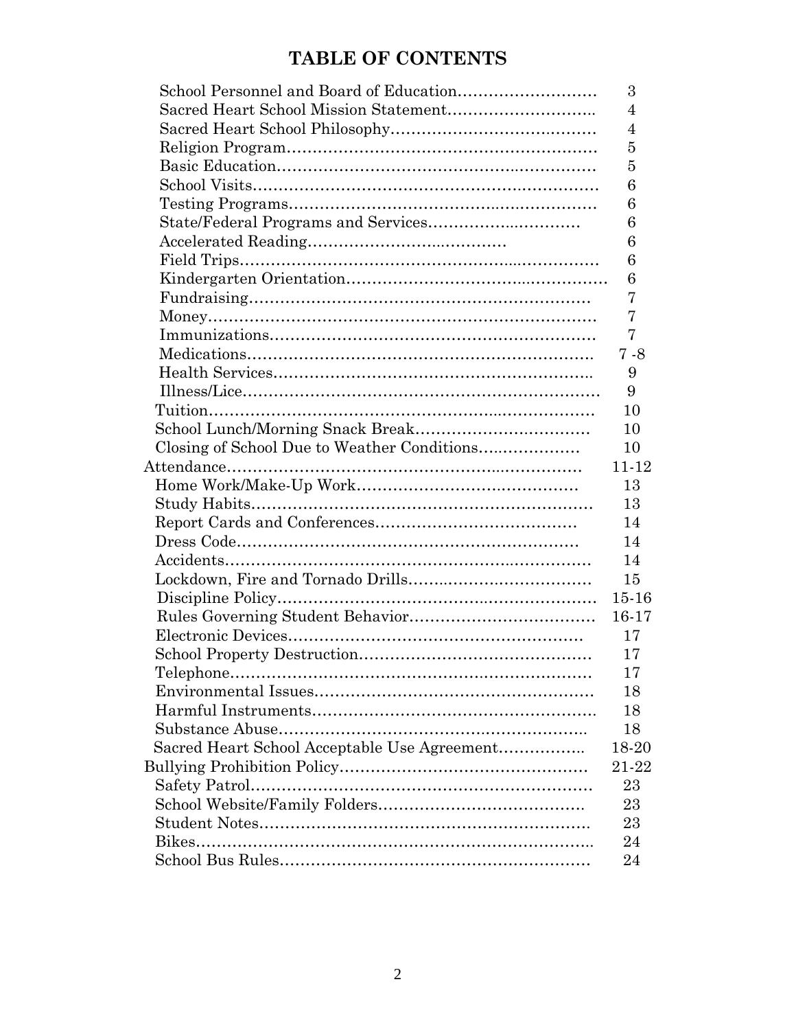# TABLE OF CONTENTS

| | |
|---|---|
| School Personnel and Board of Education | 3 |
| Sacred Heart School Mission Statement | 4 |
| Sacred Heart School Philosophy | 4 |
| Religion Program | 5 |
| Basic Education | 5 |
| School Visits | 6 |
| Testing Programs | 6 |
| State/Federal Programs and Services | 6 |
| Accelerated Reading | 6 |
| Field Trips | 6 |
| Kindergarten Orientation | 6 |
| Fundraising | 7 |
| Money | 7 |
| Immunizations | 7 |
| Medications | 7 -8 |
| Health Services | 9 |
| Illness/Lice | 9 |
| Tuition | 10 |
| School Lunch/Morning Snack Break | 10 |
| Closing of School Due to Weather Conditions | 10 |
| Attendance | 11-12 |
| Home Work/Make-Up Work | 13 |
| Study Habits | 13 |
| Report Cards and Conferences | 14 |
| Dress Code | 14 |
| Accidents | 14 |
| Lockdown, Fire and Tornado Drills | 15 |
| Discipline Policy | 15-16 |
| Rules Governing Student Behavior | 16-17 |
| Electronic Devices | 17 |
| School Property Destruction | 17 |
| Telephone | 17 |
| Environmental Issues | 18 |
| Harmful Instruments | 18 |
| Substance Abuse | 18 |
| Sacred Heart School Acceptable Use Agreement | 18-20 |
| Bullying Prohibition Policy | 21-22 |
| Safety Patrol | 23 |
| School Website/Family Folders | 23 |
| Student Notes | 23 |
| Bikes | 24 |
| School Bus Rules | 24 |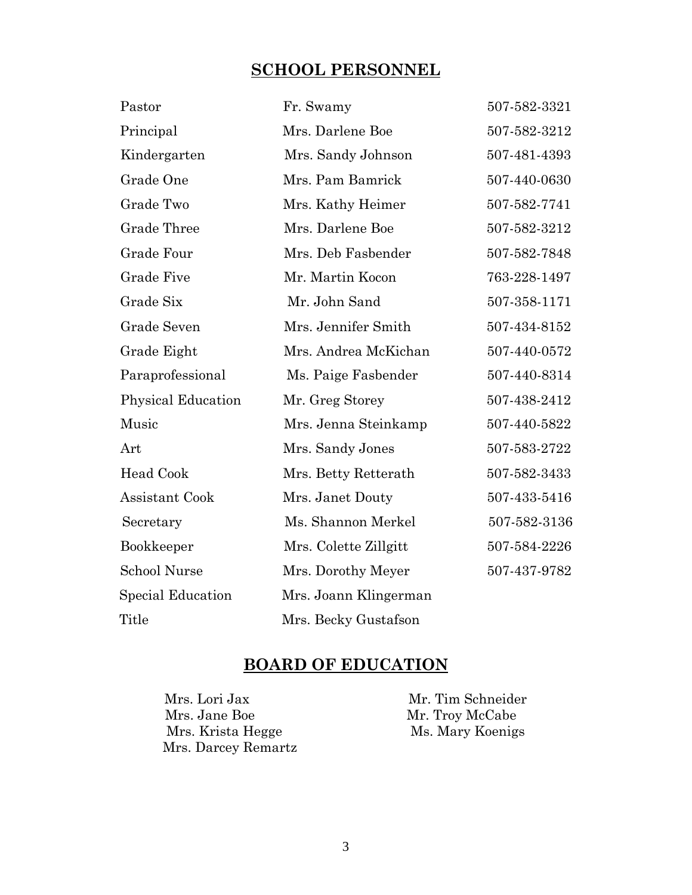## SCHOOL PERSONNEL

| | | |
|---|---|---|
| Pastor | Fr. Swamy | 507-582-3321 |
| Principal | Mrs. Darlene Boe | 507-582-3212 |
| Kindergarten | Mrs. Sandy Johnson | 507-481-4393 |
| Grade One | Mrs. Pam Bamrick | 507-440-0630 |
| Grade Two | Mrs. Kathy Heimer | 507-582-7741 |
| Grade Three | Mrs. Darlene Boe | 507-582-3212 |
| Grade Four | Mrs. Deb Fasbender | 507-582-7848 |
| Grade Five | Mr. Martin Kocon | 763-228-1497 |
| Grade Six | Mr. John Sand | 507-358-1171 |
| Grade Seven | Mrs. Jennifer Smith | 507-434-8152 |
| Grade Eight | Mrs. Andrea McKichan | 507-440-0572 |
| Paraprofessional | Ms. Paige Fasbender | 507-440-8314 |
| Physical Education | Mr. Greg Storey | 507-438-2412 |
| Music | Mrs. Jenna Steinkamp | 507-440-5822 |
| Art | Mrs. Sandy Jones | 507-583-2722 |
| Head Cook | Mrs. Betty Retterath | 507-582-3433 |
| Assistant Cook | Mrs. Janet Douty | 507-433-5416 |
| Secretary | Ms. Shannon Merkel | 507-582-3136 |
| Bookkeeper | Mrs. Colette Zillgitt | 507-584-2226 |
| School Nurse | Mrs. Dorothy Meyer | 507-437-9782 |
| Special Education | Mrs. Joann Klingerman | |
| Title | Mrs. Becky Gustafson | |

## BOARD OF EDUCATION

Mrs. Lori Jax
Mrs. Jane Boe
Mrs. Krista Hegge
Mrs. Darcey Remartz
Mr. Tim Schneider
Mr. Troy McCabe
Ms. Mary Koenigs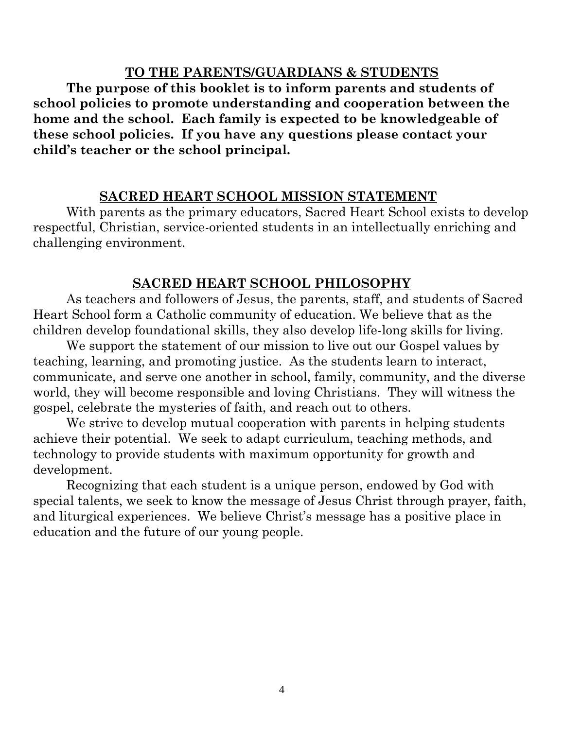## TO THE PARENTS/GUARDIANS & STUDENTS

**The purpose of this booklet is to inform parents and students of school policies to promote understanding and cooperation between the home and the school. Each family is expected to be knowledgeable of these school policies. If you have any questions please contact your child's teacher or the school principal.**

## SACRED HEART SCHOOL MISSION STATEMENT

With parents as the primary educators, Sacred Heart School exists to develop respectful, Christian, service-oriented students in an intellectually enriching and challenging environment.

## SACRED HEART SCHOOL PHILOSOPHY

As teachers and followers of Jesus, the parents, staff, and students of Sacred Heart School form a Catholic community of education. We believe that as the children develop foundational skills, they also develop life-long skills for living.

We support the statement of our mission to live out our Gospel values by teaching, learning, and promoting justice. As the students learn to interact, communicate, and serve one another in school, family, community, and the diverse world, they will become responsible and loving Christians. They will witness the gospel, celebrate the mysteries of faith, and reach out to others.

We strive to develop mutual cooperation with parents in helping students achieve their potential. We seek to adapt curriculum, teaching methods, and technology to provide students with maximum opportunity for growth and development.

Recognizing that each student is a unique person, endowed by God with special talents, we seek to know the message of Jesus Christ through prayer, faith, and liturgical experiences. We believe Christ's message has a positive place in education and the future of our young people.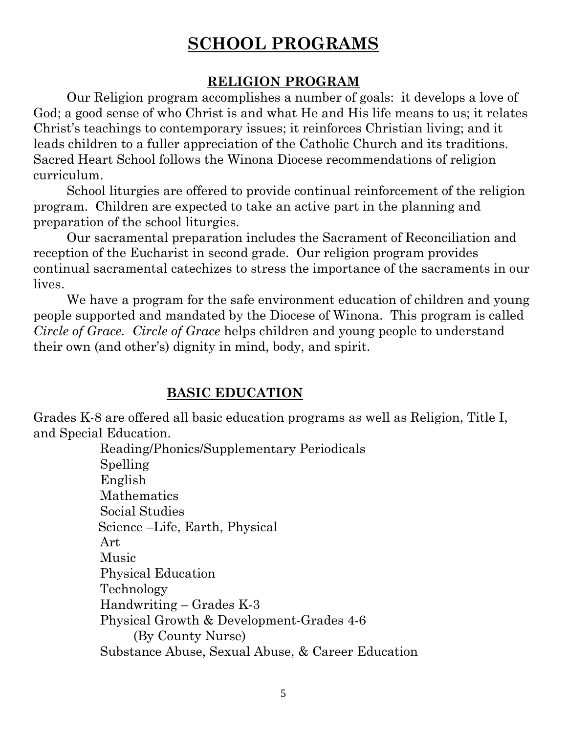# SCHOOL PROGRAMS

## RELIGION PROGRAM

Our Religion program accomplishes a number of goals: it develops a love of God; a good sense of who Christ is and what He and His life means to us; it relates Christ's teachings to contemporary issues; it reinforces Christian living; and it leads children to a fuller appreciation of the Catholic Church and its traditions. Sacred Heart School follows the Winona Diocese recommendations of religion curriculum.

School liturgies are offered to provide continual reinforcement of the religion program. Children are expected to take an active part in the planning and preparation of the school liturgies.

Our sacramental preparation includes the Sacrament of Reconciliation and reception of the Eucharist in second grade. Our religion program provides continual sacramental catechizes to stress the importance of the sacraments in our lives.

We have a program for the safe environment education of children and young people supported and mandated by the Diocese of Winona. This program is called *Circle of Grace*. *Circle of Grace* helps children and young people to understand their own (and other's) dignity in mind, body, and spirit.

## BASIC EDUCATION

Grades K-8 are offered all basic education programs as well as Religion, Title I, and Special Education.

- Reading/Phonics/Supplementary Periodicals
- Spelling
- English
- Mathematics
- Social Studies
- Science –Life, Earth, Physical
- Art
- Music
- Physical Education
- Technology
- Handwriting – Grades K-3
- Physical Growth & Development-Grades 4-6
  (By County Nurse)
- Substance Abuse, Sexual Abuse, & Career Education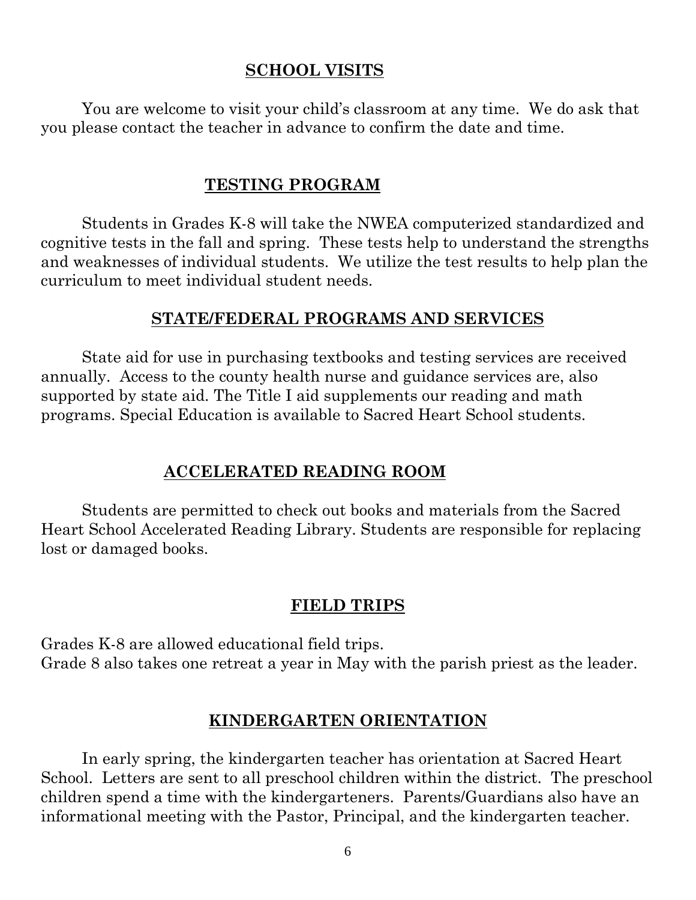## SCHOOL VISITS

You are welcome to visit your child's classroom at any time. We do ask that you please contact the teacher in advance to confirm the date and time.

## TESTING PROGRAM

Students in Grades K-8 will take the NWEA computerized standardized and cognitive tests in the fall and spring. These tests help to understand the strengths and weaknesses of individual students. We utilize the test results to help plan the curriculum to meet individual student needs.

## STATE/FEDERAL PROGRAMS AND SERVICES

State aid for use in purchasing textbooks and testing services are received annually. Access to the county health nurse and guidance services are, also supported by state aid. The Title I aid supplements our reading and math programs. Special Education is available to Sacred Heart School students.

## ACCELERATED READING ROOM

Students are permitted to check out books and materials from the Sacred Heart School Accelerated Reading Library. Students are responsible for replacing lost or damaged books.

## FIELD TRIPS

Grades K-8 are allowed educational field trips.
Grade 8 also takes one retreat a year in May with the parish priest as the leader.

## KINDERGARTEN ORIENTATION

In early spring, the kindergarten teacher has orientation at Sacred Heart School. Letters are sent to all preschool children within the district. The preschool children spend a time with the kindergarteners. Parents/Guardians also have an informational meeting with the Pastor, Principal, and the kindergarten teacher.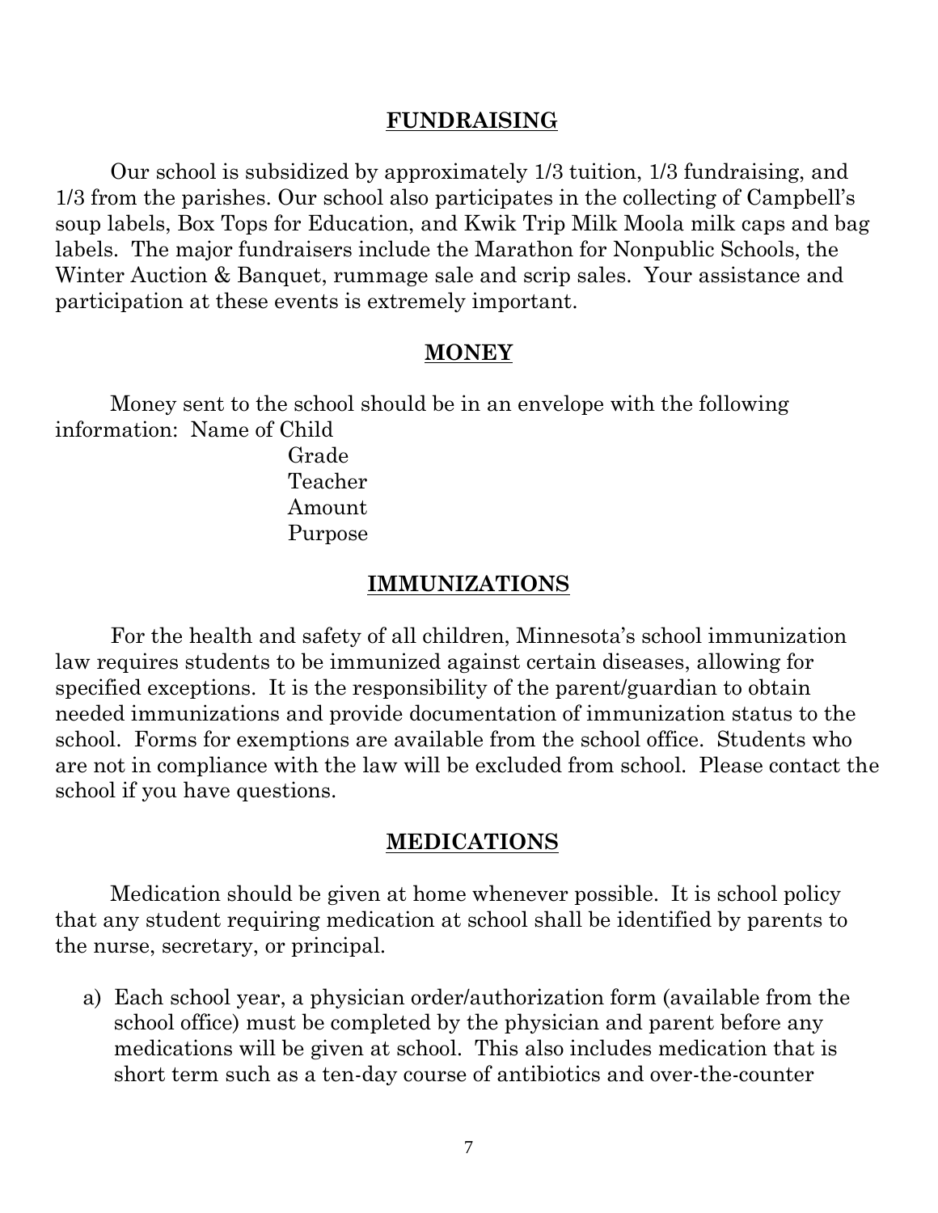## FUNDRAISING

Our school is subsidized by approximately 1/3 tuition, 1/3 fundraising, and 1/3 from the parishes. Our school also participates in the collecting of Campbell's soup labels, Box Tops for Education, and Kwik Trip Milk Moola milk caps and bag labels. The major fundraisers include the Marathon for Nonpublic Schools, the Winter Auction & Banquet, rummage sale and scrip sales. Your assistance and participation at these events is extremely important.

## MONEY

Money sent to the school should be in an envelope with the following information: Name of Child
Grade
Teacher
Amount
Purpose

## IMMUNIZATIONS

For the health and safety of all children, Minnesota's school immunization law requires students to be immunized against certain diseases, allowing for specified exceptions. It is the responsibility of the parent/guardian to obtain needed immunizations and provide documentation of immunization status to the school. Forms for exemptions are available from the school office. Students who are not in compliance with the law will be excluded from school. Please contact the school if you have questions.

## MEDICATIONS

Medication should be given at home whenever possible. It is school policy that any student requiring medication at school shall be identified by parents to the nurse, secretary, or principal.

a) Each school year, a physician order/authorization form (available from the school office) must be completed by the physician and parent before any medications will be given at school. This also includes medication that is short term such as a ten-day course of antibiotics and over-the-counter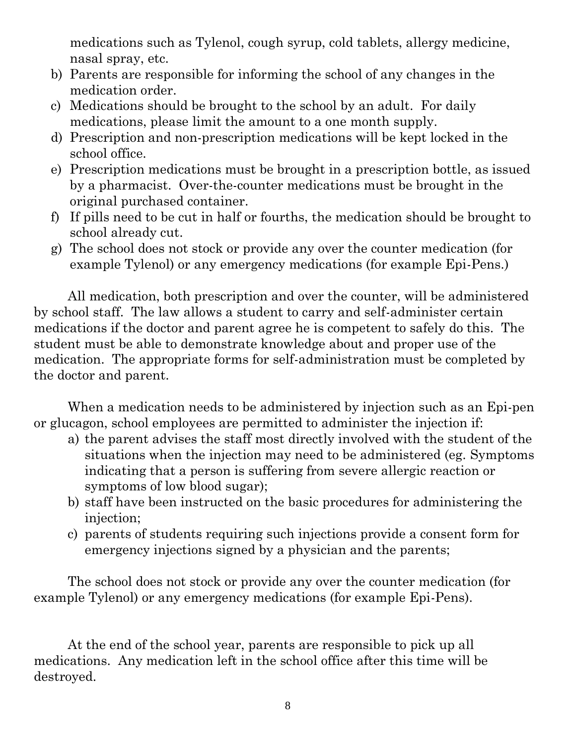medications such as Tylenol, cough syrup, cold tablets, allergy medicine, nasal spray, etc.

b) Parents are responsible for informing the school of any changes in the medication order.
c) Medications should be brought to the school by an adult. For daily medications, please limit the amount to a one month supply.
d) Prescription and non-prescription medications will be kept locked in the school office.
e) Prescription medications must be brought in a prescription bottle, as issued by a pharmacist. Over-the-counter medications must be brought in the original purchased container.
f) If pills need to be cut in half or fourths, the medication should be brought to school already cut.
g) The school does not stock or provide any over the counter medication (for example Tylenol) or any emergency medications (for example Epi-Pens.)

All medication, both prescription and over the counter, will be administered by school staff. The law allows a student to carry and self-administer certain medications if the doctor and parent agree he is competent to safely do this. The student must be able to demonstrate knowledge about and proper use of the medication. The appropriate forms for self-administration must be completed by the doctor and parent.

When a medication needs to be administered by injection such as an Epi-pen or glucagon, school employees are permitted to administer the injection if:

a) the parent advises the staff most directly involved with the student of the situations when the injection may need to be administered (eg. Symptoms indicating that a person is suffering from severe allergic reaction or symptoms of low blood sugar);
b) staff have been instructed on the basic procedures for administering the injection;
c) parents of students requiring such injections provide a consent form for emergency injections signed by a physician and the parents;

The school does not stock or provide any over the counter medication (for example Tylenol) or any emergency medications (for example Epi-Pens).

At the end of the school year, parents are responsible to pick up all medications. Any medication left in the school office after this time will be destroyed.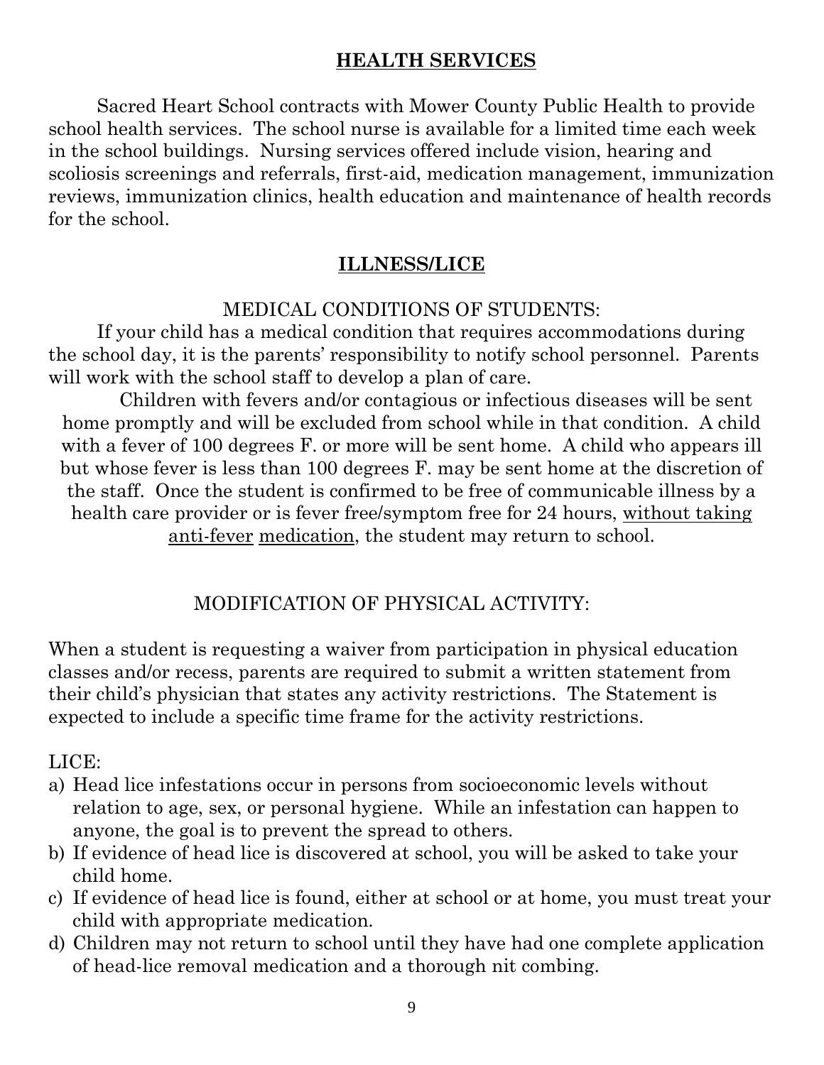## HEALTH SERVICES

Sacred Heart School contracts with Mower County Public Health to provide school health services. The school nurse is available for a limited time each week in the school buildings. Nursing services offered include vision, hearing and scoliosis screenings and referrals, first-aid, medication management, immunization reviews, immunization clinics, health education and maintenance of health records for the school.

## ILLNESS/LICE

### MEDICAL CONDITIONS OF STUDENTS:

If your child has a medical condition that requires accommodations during the school day, it is the parents' responsibility to notify school personnel. Parents will work with the school staff to develop a plan of care.

Children with fevers and/or contagious or infectious diseases will be sent home promptly and will be excluded from school while in that condition. A child with a fever of 100 degrees F. or more will be sent home. A child who appears ill but whose fever is less than 100 degrees F. may be sent home at the discretion of the staff. Once the student is confirmed to be free of communicable illness by a health care provider or is fever free/symptom free for 24 hours, without taking anti-fever medication, the student may return to school.

### MODIFICATION OF PHYSICAL ACTIVITY:

When a student is requesting a waiver from participation in physical education classes and/or recess, parents are required to submit a written statement from their child's physician that states any activity restrictions. The Statement is expected to include a specific time frame for the activity restrictions.

### LICE:

a) Head lice infestations occur in persons from socioeconomic levels without relation to age, sex, or personal hygiene. While an infestation can happen to anyone, the goal is to prevent the spread to others.
b) If evidence of head lice is discovered at school, you will be asked to take your child home.
c) If evidence of head lice is found, either at school or at home, you must treat your child with appropriate medication.
d) Children may not return to school until they have had one complete application of head-lice removal medication and a thorough nit combing.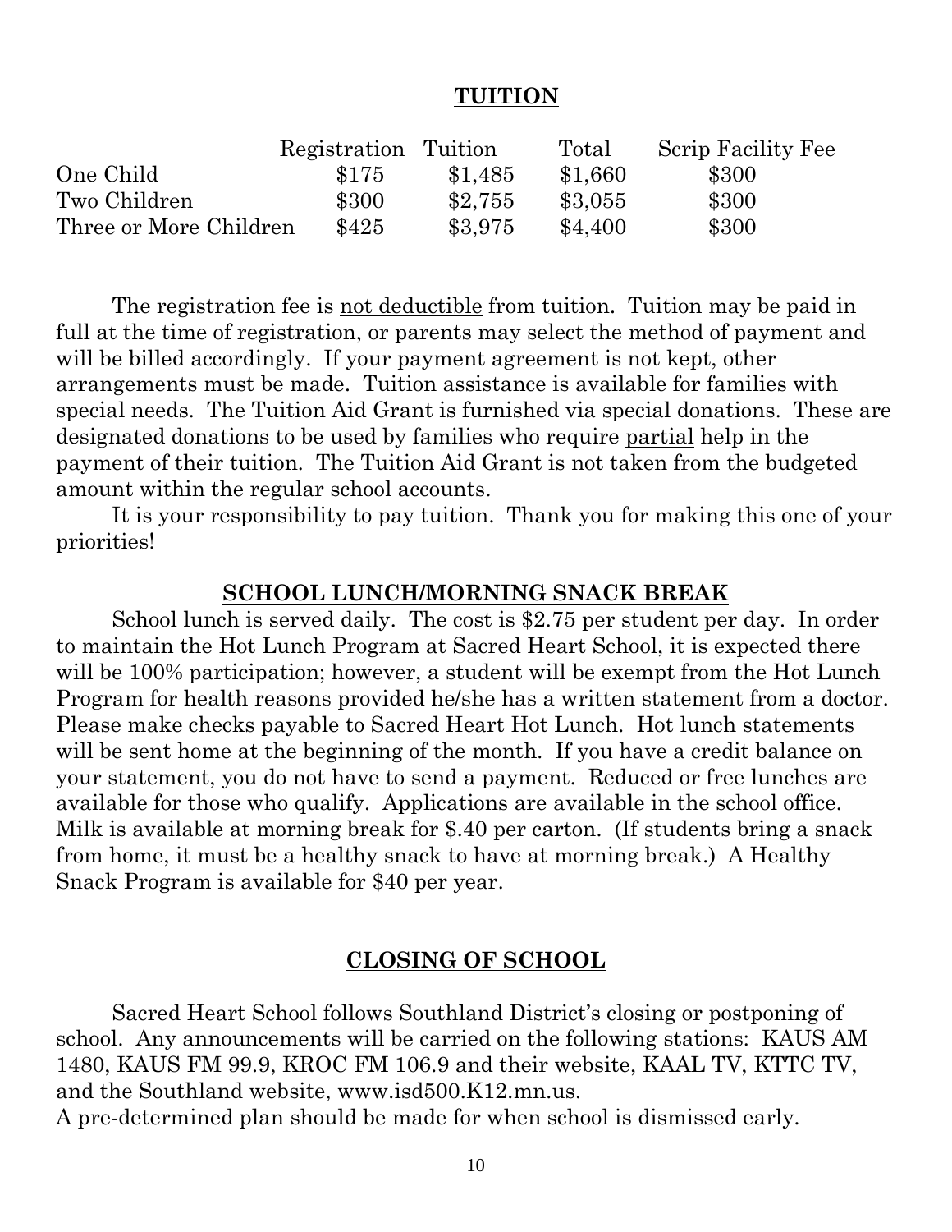## TUITION

| | Registration | Tuition | Total | Scrip Facility Fee |
|---|---|---|---|---|
| One Child | $175 | $1,485 | $1,660 | $300 |
| Two Children | $300 | $2,755 | $3,055 | $300 |
| Three or More Children | $425 | $3,975 | $4,400 | $300 |

The registration fee is not deductible from tuition. Tuition may be paid in full at the time of registration, or parents may select the method of payment and will be billed accordingly. If your payment agreement is not kept, other arrangements must be made. Tuition assistance is available for families with special needs. The Tuition Aid Grant is furnished via special donations. These are designated donations to be used by families who require partial help in the payment of their tuition. The Tuition Aid Grant is not taken from the budgeted amount within the regular school accounts.

It is your responsibility to pay tuition. Thank you for making this one of your priorities!

## SCHOOL LUNCH/MORNING SNACK BREAK

School lunch is served daily. The cost is $2.75 per student per day. In order to maintain the Hot Lunch Program at Sacred Heart School, it is expected there will be 100% participation; however, a student will be exempt from the Hot Lunch Program for health reasons provided he/she has a written statement from a doctor. Please make checks payable to Sacred Heart Hot Lunch. Hot lunch statements will be sent home at the beginning of the month. If you have a credit balance on your statement, you do not have to send a payment. Reduced or free lunches are available for those who qualify. Applications are available in the school office. Milk is available at morning break for $.40 per carton. (If students bring a snack from home, it must be a healthy snack to have at morning break.) A Healthy Snack Program is available for $40 per year.

## CLOSING OF SCHOOL

Sacred Heart School follows Southland District's closing or postponing of school. Any announcements will be carried on the following stations: KAUS AM 1480, KAUS FM 99.9, KROC FM 106.9 and their website, KAAL TV, KTTC TV, and the Southland website, www.isd500.K12.mn.us.

A pre-determined plan should be made for when school is dismissed early.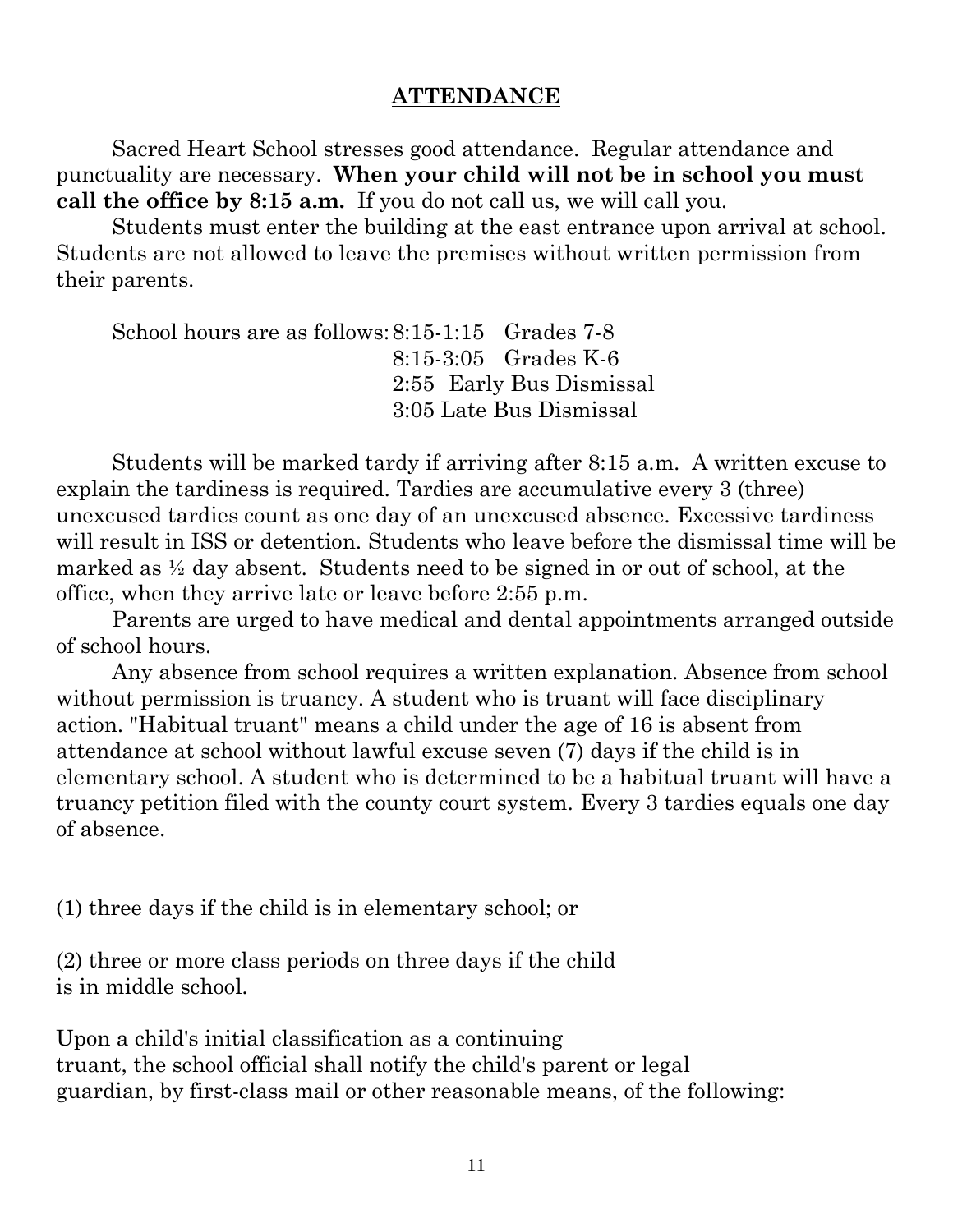## ATTENDANCE

Sacred Heart School stresses good attendance. Regular attendance and punctuality are necessary. **When your child will not be in school you must call the office by 8:15 a.m.** If you do not call us, we will call you.

Students must enter the building at the east entrance upon arrival at school. Students are not allowed to leave the premises without written permission from their parents.

School hours are as follows: 8:15-1:15 Grades 7-8
8:15-3:05 Grades K-6
2:55 Early Bus Dismissal
3:05 Late Bus Dismissal

Students will be marked tardy if arriving after 8:15 a.m. A written excuse to explain the tardiness is required. Tardies are accumulative every 3 (three) unexcused tardies count as one day of an unexcused absence. Excessive tardiness will result in ISS or detention. Students who leave before the dismissal time will be marked as ½ day absent. Students need to be signed in or out of school, at the office, when they arrive late or leave before 2:55 p.m.

Parents are urged to have medical and dental appointments arranged outside of school hours.

Any absence from school requires a written explanation. Absence from school without permission is truancy. A student who is truant will face disciplinary action. "Habitual truant" means a child under the age of 16 is absent from attendance at school without lawful excuse seven (7) days if the child is in elementary school. A student who is determined to be a habitual truant will have a truancy petition filed with the county court system. Every 3 tardies equals one day of absence.

(1) three days if the child is in elementary school; or

(2) three or more class periods on three days if the child is in middle school.

Upon a child's initial classification as a continuing truant, the school official shall notify the child's parent or legal guardian, by first-class mail or other reasonable means, of the following: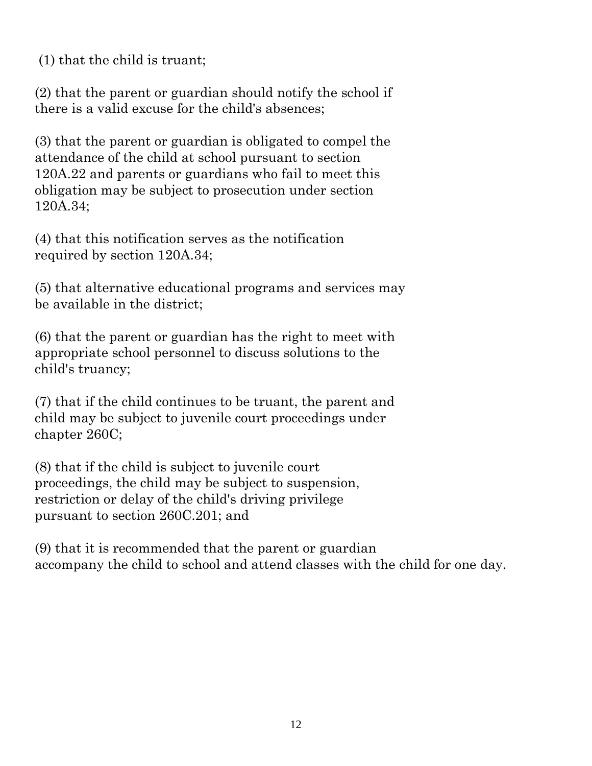(1) that the child is truant;

(2) that the parent or guardian should notify the school if there is a valid excuse for the child's absences;

(3) that the parent or guardian is obligated to compel the attendance of the child at school pursuant to section 120A.22 and parents or guardians who fail to meet this obligation may be subject to prosecution under section 120A.34;

(4) that this notification serves as the notification required by section 120A.34;

(5) that alternative educational programs and services may be available in the district;

(6) that the parent or guardian has the right to meet with appropriate school personnel to discuss solutions to the child's truancy;

(7) that if the child continues to be truant, the parent and child may be subject to juvenile court proceedings under chapter 260C;

(8) that if the child is subject to juvenile court proceedings, the child may be subject to suspension, restriction or delay of the child's driving privilege pursuant to section 260C.201; and

(9) that it is recommended that the parent or guardian accompany the child to school and attend classes with the child for one day.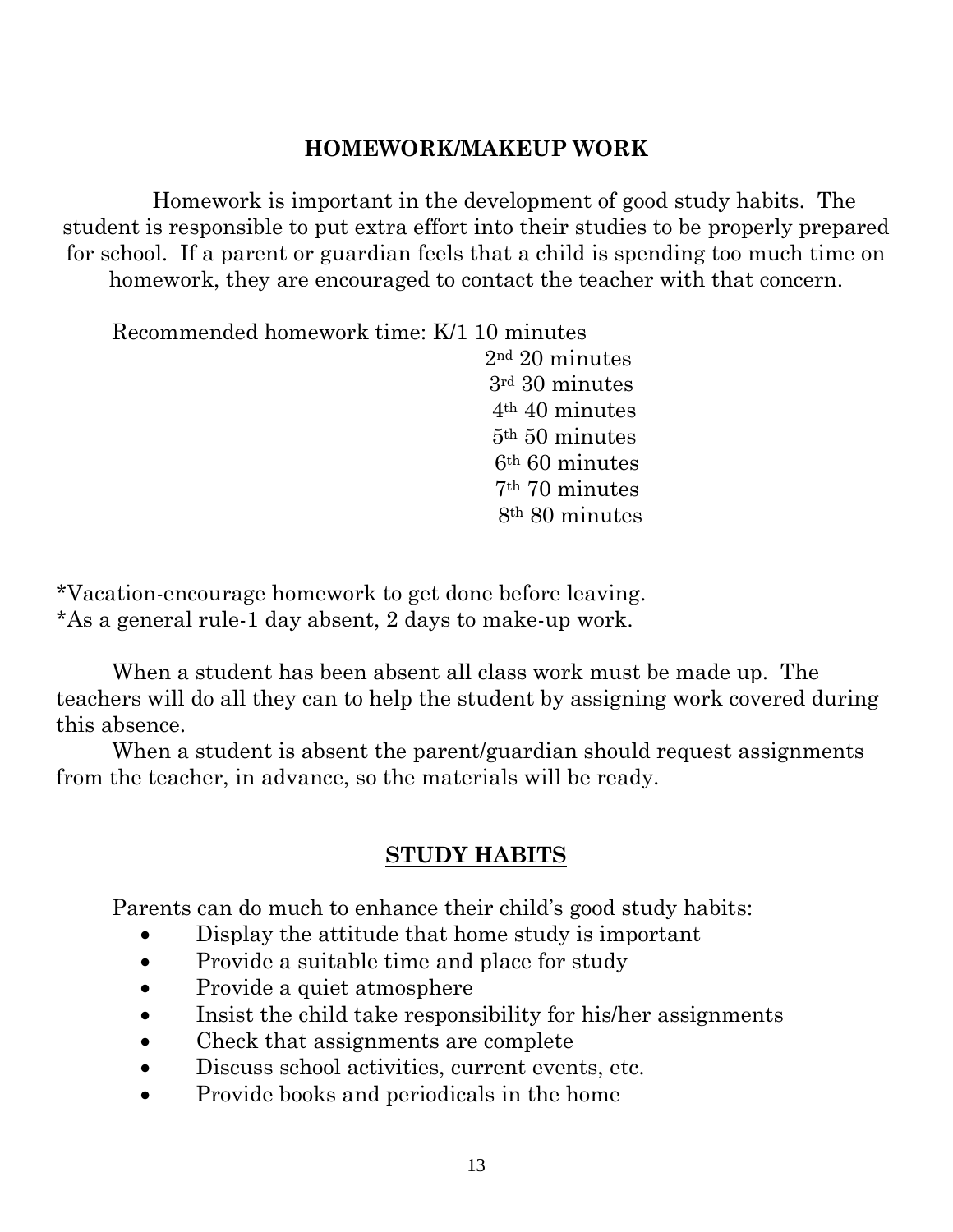## HOMEWORK/MAKEUP WORK

Homework is important in the development of good study habits. The student is responsible to put extra effort into their studies to be properly prepared for school. If a parent or guardian feels that a child is spending too much time on homework, they are encouraged to contact the teacher with that concern.

Recommended homework time:

- K/1 10 minutes
- 2nd 20 minutes
- 3rd 30 minutes
- 4th 40 minutes
- 5th 50 minutes
- 6th 60 minutes
- 7th 70 minutes
- 8th 80 minutes

*Vacation-encourage homework to get done before leaving.
*As a general rule-1 day absent, 2 days to make-up work.

When a student has been absent all class work must be made up. The teachers will do all they can to help the student by assigning work covered during this absence.

When a student is absent the parent/guardian should request assignments from the teacher, in advance, so the materials will be ready.

## STUDY HABITS

Parents can do much to enhance their child's good study habits:

- Display the attitude that home study is important
- Provide a suitable time and place for study
- Provide a quiet atmosphere
- Insist the child take responsibility for his/her assignments
- Check that assignments are complete
- Discuss school activities, current events, etc.
- Provide books and periodicals in the home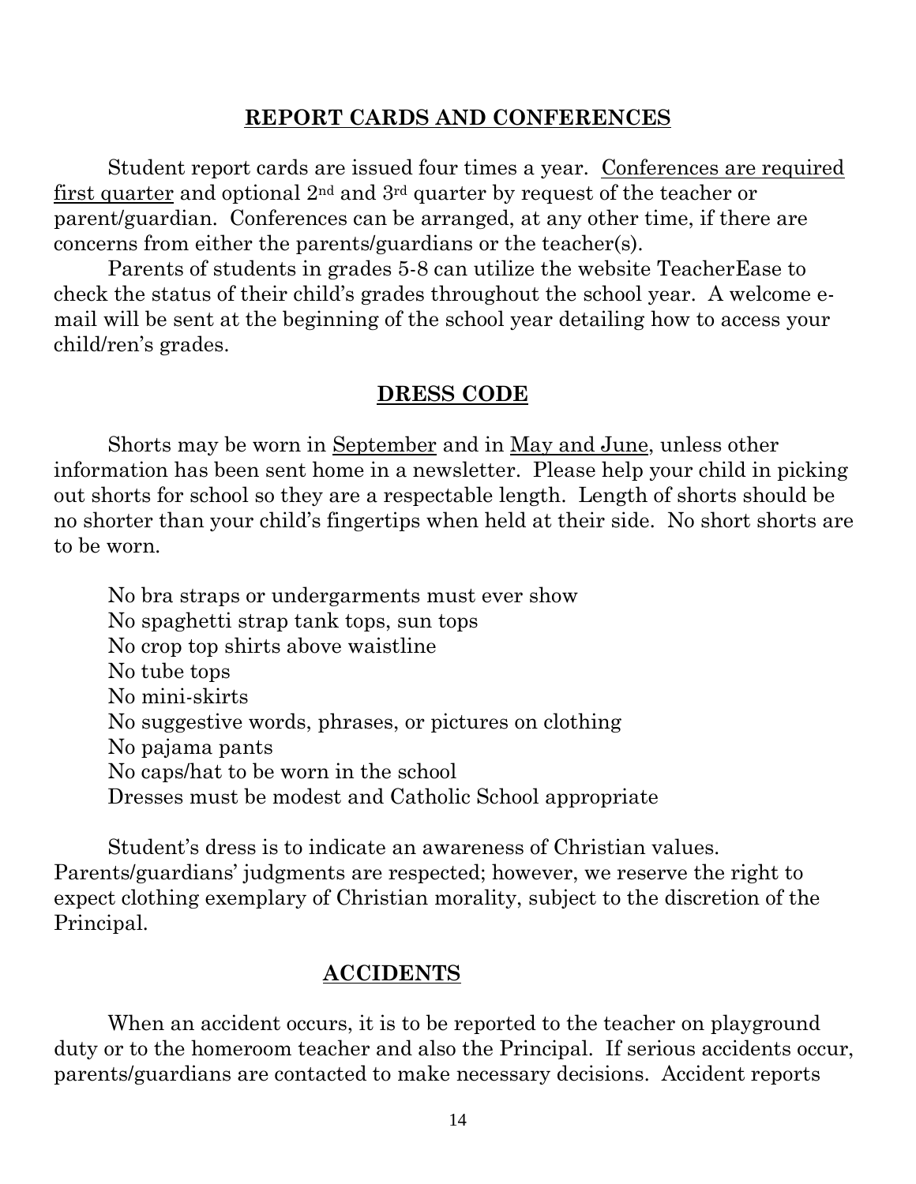## REPORT CARDS AND CONFERENCES

Student report cards are issued four times a year. Conferences are required first quarter and optional 2nd and 3rd quarter by request of the teacher or parent/guardian. Conferences can be arranged, at any other time, if there are concerns from either the parents/guardians or the teacher(s).

Parents of students in grades 5-8 can utilize the website TeacherEase to check the status of their child's grades throughout the school year. A welcome e-mail will be sent at the beginning of the school year detailing how to access your child/ren's grades.

## DRESS CODE

Shorts may be worn in September and in May and June, unless other information has been sent home in a newsletter. Please help your child in picking out shorts for school so they are a respectable length. Length of shorts should be no shorter than your child's fingertips when held at their side. No short shorts are to be worn.

No bra straps or undergarments must ever show
No spaghetti strap tank tops, sun tops
No crop top shirts above waistline
No tube tops
No mini-skirts
No suggestive words, phrases, or pictures on clothing
No pajama pants
No caps/hat to be worn in the school
Dresses must be modest and Catholic School appropriate

Student's dress is to indicate an awareness of Christian values. Parents/guardians' judgments are respected; however, we reserve the right to expect clothing exemplary of Christian morality, subject to the discretion of the Principal.

## ACCIDENTS

When an accident occurs, it is to be reported to the teacher on playground duty or to the homeroom teacher and also the Principal. If serious accidents occur, parents/guardians are contacted to make necessary decisions. Accident reports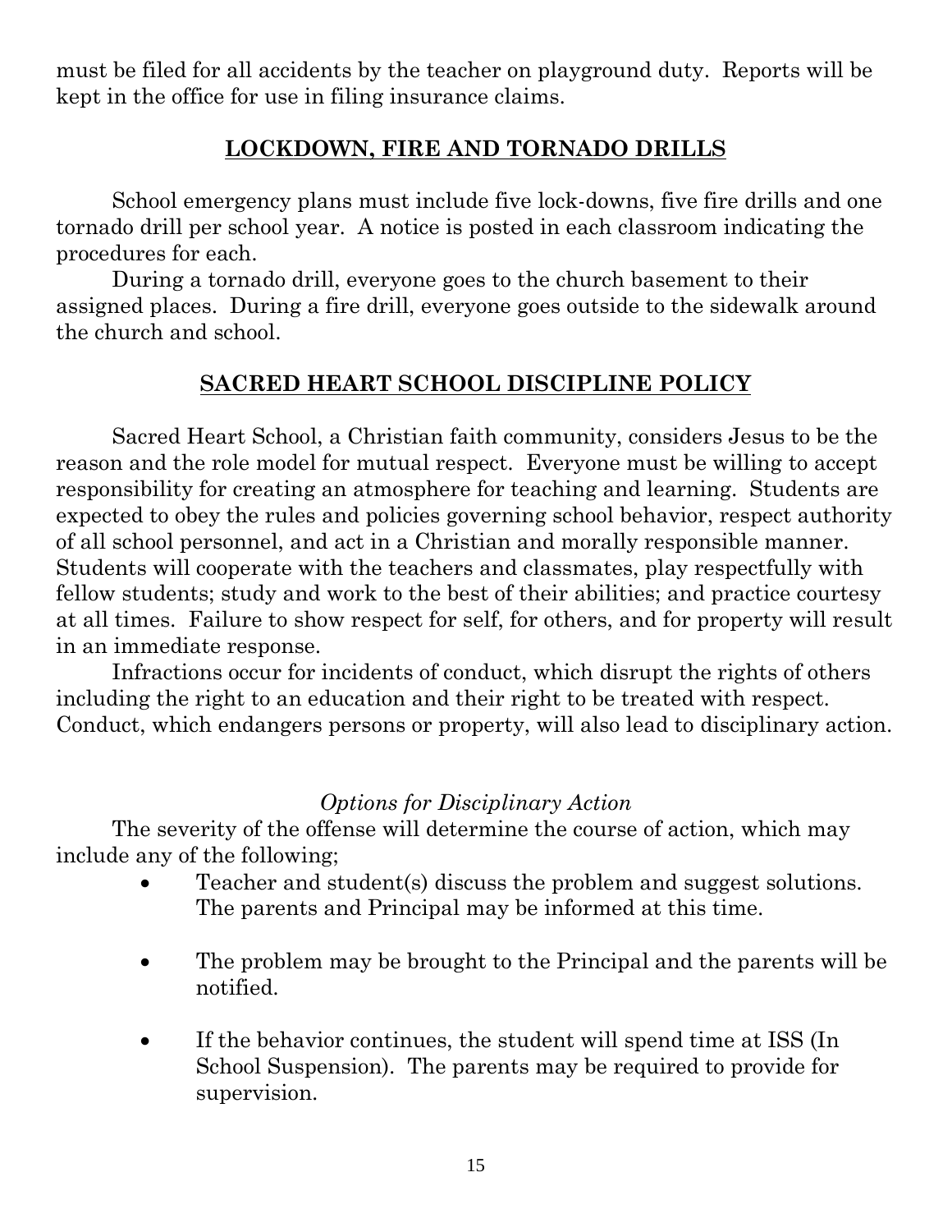must be filed for all accidents by the teacher on playground duty. Reports will be kept in the office for use in filing insurance claims.

## LOCKDOWN, FIRE AND TORNADO DRILLS

School emergency plans must include five lock-downs, five fire drills and one tornado drill per school year. A notice is posted in each classroom indicating the procedures for each.

During a tornado drill, everyone goes to the church basement to their assigned places. During a fire drill, everyone goes outside to the sidewalk around the church and school.

## SACRED HEART SCHOOL DISCIPLINE POLICY

Sacred Heart School, a Christian faith community, considers Jesus to be the reason and the role model for mutual respect. Everyone must be willing to accept responsibility for creating an atmosphere for teaching and learning. Students are expected to obey the rules and policies governing school behavior, respect authority of all school personnel, and act in a Christian and morally responsible manner. Students will cooperate with the teachers and classmates, play respectfully with fellow students; study and work to the best of their abilities; and practice courtesy at all times. Failure to show respect for self, for others, and for property will result in an immediate response.

Infractions occur for incidents of conduct, which disrupt the rights of others including the right to an education and their right to be treated with respect. Conduct, which endangers persons or property, will also lead to disciplinary action.

### *Options for Disciplinary Action*

The severity of the offense will determine the course of action, which may include any of the following;

- Teacher and student(s) discuss the problem and suggest solutions. The parents and Principal may be informed at this time.
- The problem may be brought to the Principal and the parents will be notified.
- If the behavior continues, the student will spend time at ISS (In School Suspension). The parents may be required to provide for supervision.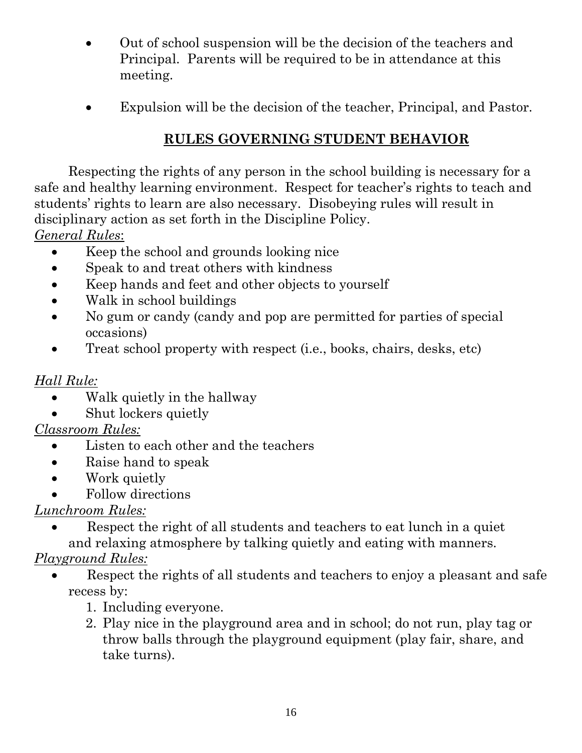- Out of school suspension will be the decision of the teachers and Principal. Parents will be required to be in attendance at this meeting.

- Expulsion will be the decision of the teacher, Principal, and Pastor.

## RULES GOVERNING STUDENT BEHAVIOR

Respecting the rights of any person in the school building is necessary for a safe and healthy learning environment. Respect for teacher's rights to teach and students' rights to learn are also necessary. Disobeying rules will result in disciplinary action as set forth in the Discipline Policy.

*General Rules*:

- Keep the school and grounds looking nice
- Speak to and treat others with kindness
- Keep hands and feet and other objects to yourself
- Walk in school buildings
- No gum or candy (candy and pop are permitted for parties of special occasions)
- Treat school property with respect (i.e., books, chairs, desks, etc)

*Hall Rule:*

- Walk quietly in the hallway
- Shut lockers quietly

*Classroom Rules:*

- Listen to each other and the teachers
- Raise hand to speak
- Work quietly
- Follow directions

*Lunchroom Rules:*

- Respect the right of all students and teachers to eat lunch in a quiet and relaxing atmosphere by talking quietly and eating with manners.

*Playground Rules:*

- Respect the rights of all students and teachers to enjoy a pleasant and safe recess by:
    1. Including everyone.
    2. Play nice in the playground area and in school; do not run, play tag or throw balls through the playground equipment (play fair, share, and take turns).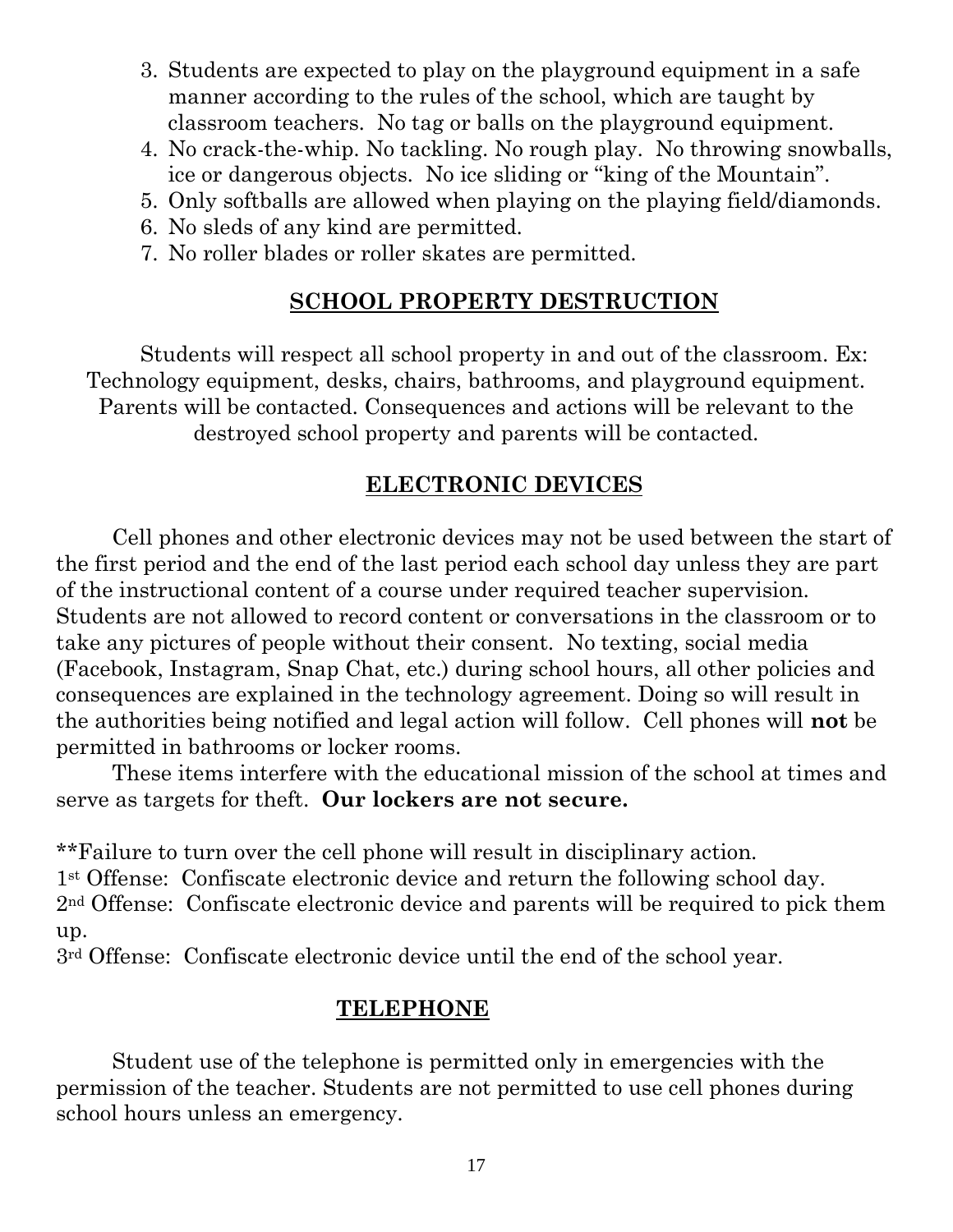3. Students are expected to play on the playground equipment in a safe manner according to the rules of the school, which are taught by classroom teachers. No tag or balls on the playground equipment.
4. No crack-the-whip. No tackling. No rough play. No throwing snowballs, ice or dangerous objects. No ice sliding or "king of the Mountain".
5. Only softballs are allowed when playing on the playing field/diamonds.
6. No sleds of any kind are permitted.
7. No roller blades or roller skates are permitted.

## SCHOOL PROPERTY DESTRUCTION

Students will respect all school property in and out of the classroom. Ex: Technology equipment, desks, chairs, bathrooms, and playground equipment. Parents will be contacted. Consequences and actions will be relevant to the destroyed school property and parents will be contacted.

## ELECTRONIC DEVICES

Cell phones and other electronic devices may not be used between the start of the first period and the end of the last period each school day unless they are part of the instructional content of a course under required teacher supervision. Students are not allowed to record content or conversations in the classroom or to take any pictures of people without their consent. No texting, social media (Facebook, Instagram, Snap Chat, etc.) during school hours, all other policies and consequences are explained in the technology agreement. Doing so will result in the authorities being notified and legal action will follow. Cell phones will **not** be permitted in bathrooms or locker rooms.

These items interfere with the educational mission of the school at times and serve as targets for theft. **Our lockers are not secure.**

**Failure to turn over the cell phone will result in disciplinary action.
1st Offense: Confiscate electronic device and return the following school day.
2nd Offense: Confiscate electronic device and parents will be required to pick them up.
3rd Offense: Confiscate electronic device until the end of the school year.

## TELEPHONE

Student use of the telephone is permitted only in emergencies with the permission of the teacher. Students are not permitted to use cell phones during school hours unless an emergency.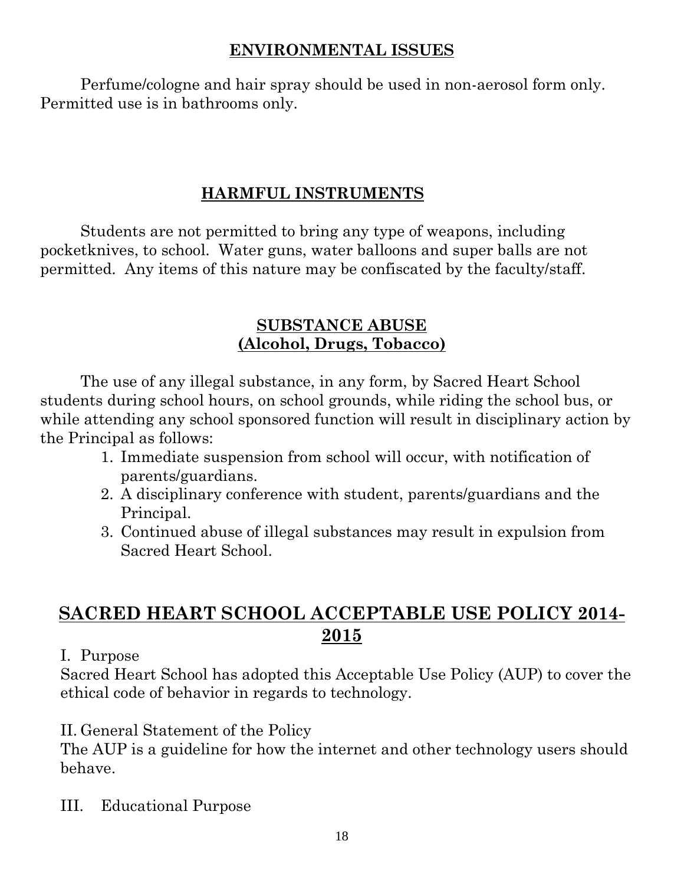## ENVIRONMENTAL ISSUES

Perfume/cologne and hair spray should be used in non-aerosol form only. Permitted use is in bathrooms only.

## HARMFUL INSTRUMENTS

Students are not permitted to bring any type of weapons, including pocketknives, to school. Water guns, water balloons and super balls are not permitted. Any items of this nature may be confiscated by the faculty/staff.

## SUBSTANCE ABUSE
## (Alcohol, Drugs, Tobacco)

The use of any illegal substance, in any form, by Sacred Heart School students during school hours, on school grounds, while riding the school bus, or while attending any school sponsored function will result in disciplinary action by the Principal as follows:

1. Immediate suspension from school will occur, with notification of parents/guardians.
2. A disciplinary conference with student, parents/guardians and the Principal.
3. Continued abuse of illegal substances may result in expulsion from Sacred Heart School.

# SACRED HEART SCHOOL ACCEPTABLE USE POLICY 2014-2015

I. Purpose

Sacred Heart School has adopted this Acceptable Use Policy (AUP) to cover the ethical code of behavior in regards to technology.

II. General Statement of the Policy

The AUP is a guideline for how the internet and other technology users should behave.

III. Educational Purpose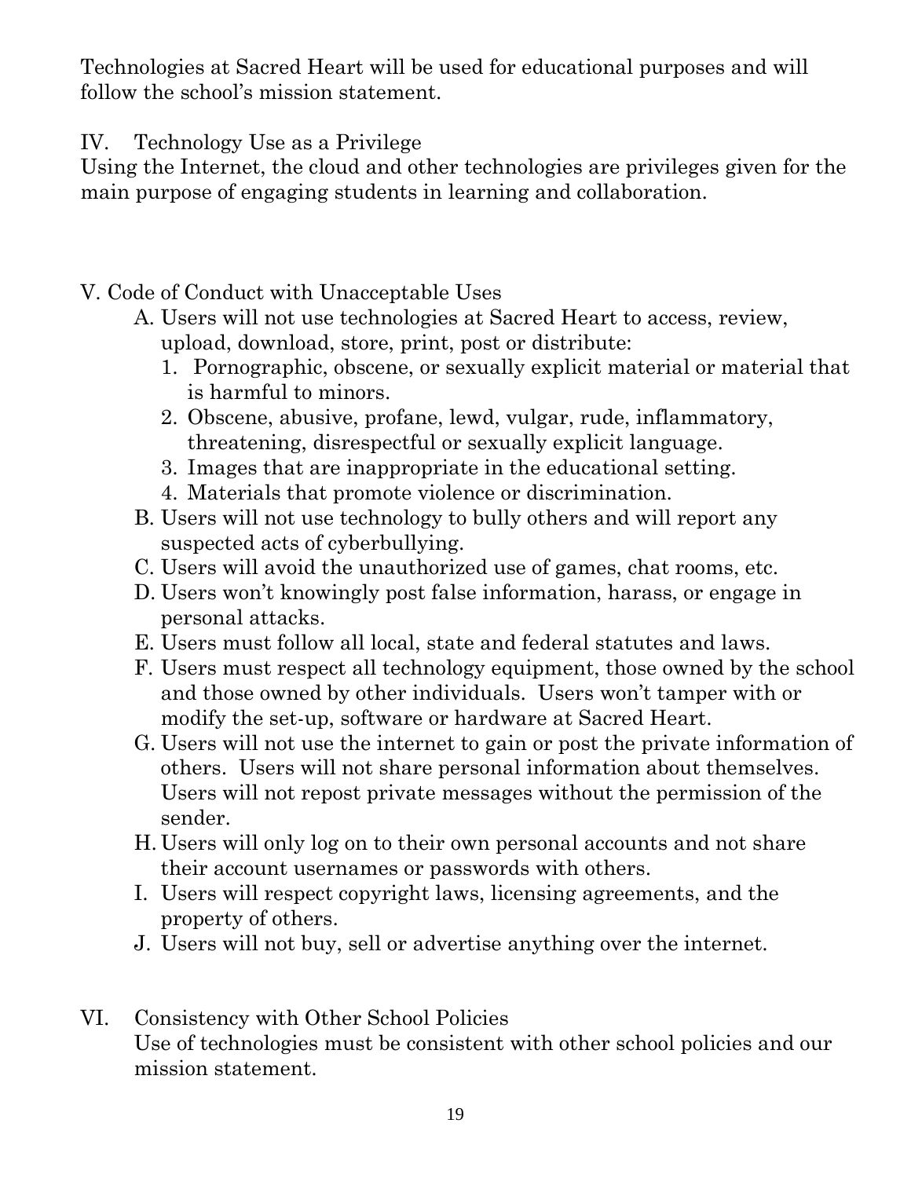Technologies at Sacred Heart will be used for educational purposes and will follow the school's mission statement.

IV. Technology Use as a Privilege

Using the Internet, the cloud and other technologies are privileges given for the main purpose of engaging students in learning and collaboration.

V. Code of Conduct with Unacceptable Uses

A. Users will not use technologies at Sacred Heart to access, review, upload, download, store, print, post or distribute:
   1. Pornographic, obscene, or sexually explicit material or material that is harmful to minors.
   2. Obscene, abusive, profane, lewd, vulgar, rude, inflammatory, threatening, disrespectful or sexually explicit language.
   3. Images that are inappropriate in the educational setting.
   4. Materials that promote violence or discrimination.

B. Users will not use technology to bully others and will report any suspected acts of cyberbullying.

C. Users will avoid the unauthorized use of games, chat rooms, etc.

D. Users won't knowingly post false information, harass, or engage in personal attacks.

E. Users must follow all local, state and federal statutes and laws.

F. Users must respect all technology equipment, those owned by the school and those owned by other individuals. Users won't tamper with or modify the set-up, software or hardware at Sacred Heart.

G. Users will not use the internet to gain or post the private information of others. Users will not share personal information about themselves. Users will not repost private messages without the permission of the sender.

H. Users will only log on to their own personal accounts and not share their account usernames or passwords with others.

I. Users will respect copyright laws, licensing agreements, and the property of others.

J. Users will not buy, sell or advertise anything over the internet.

VI. Consistency with Other School Policies

Use of technologies must be consistent with other school policies and our mission statement.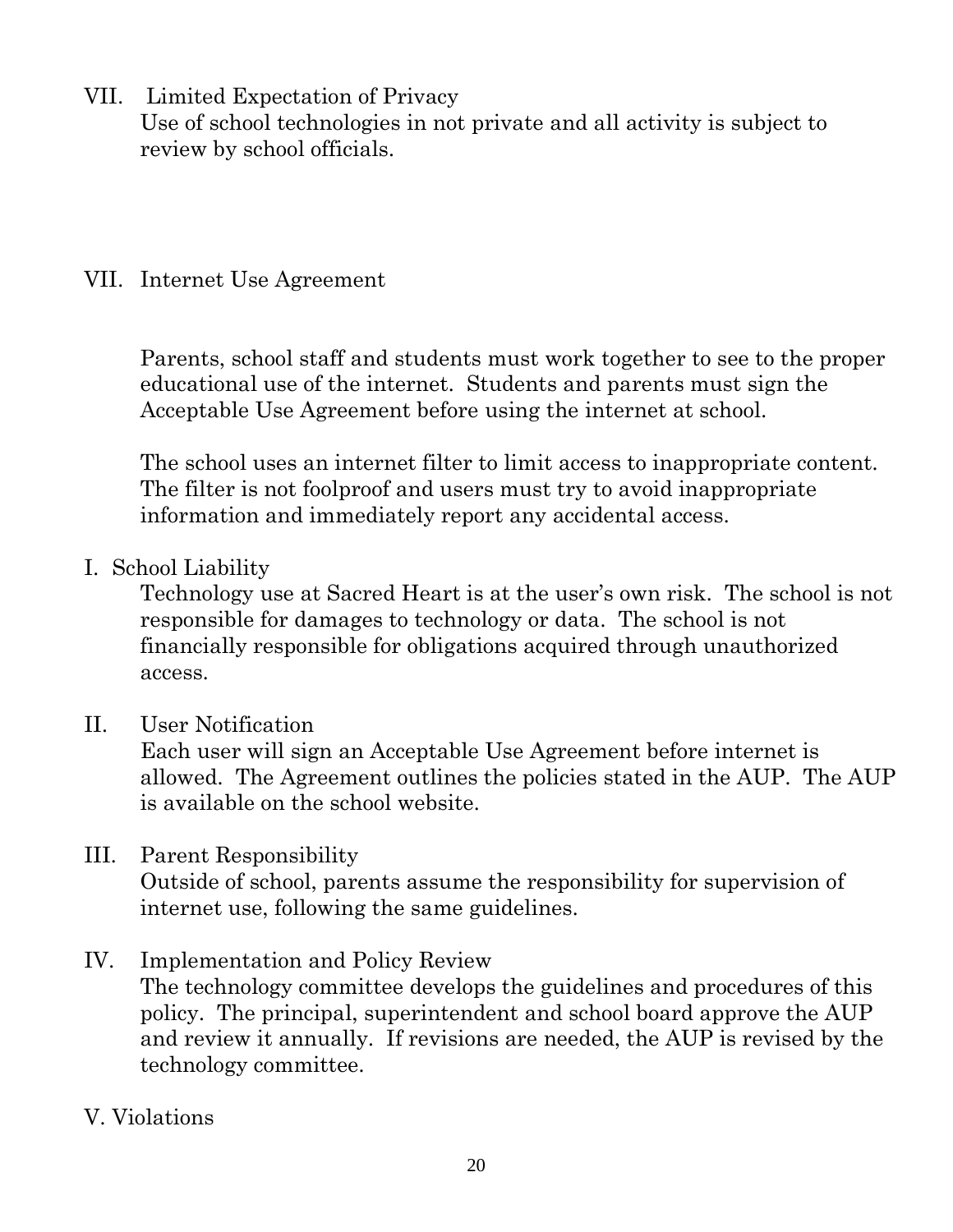VII. Limited Expectation of Privacy

Use of school technologies in not private and all activity is subject to review by school officials.

VII. Internet Use Agreement

Parents, school staff and students must work together to see to the proper educational use of the internet. Students and parents must sign the Acceptable Use Agreement before using the internet at school.

The school uses an internet filter to limit access to inappropriate content. The filter is not foolproof and users must try to avoid inappropriate information and immediately report any accidental access.

I. School Liability

Technology use at Sacred Heart is at the user's own risk. The school is not responsible for damages to technology or data. The school is not financially responsible for obligations acquired through unauthorized access.

II. User Notification

Each user will sign an Acceptable Use Agreement before internet is allowed. The Agreement outlines the policies stated in the AUP. The AUP is available on the school website.

III. Parent Responsibility

Outside of school, parents assume the responsibility for supervision of internet use, following the same guidelines.

IV. Implementation and Policy Review

The technology committee develops the guidelines and procedures of this policy. The principal, superintendent and school board approve the AUP and review it annually. If revisions are needed, the AUP is revised by the technology committee.

V. Violations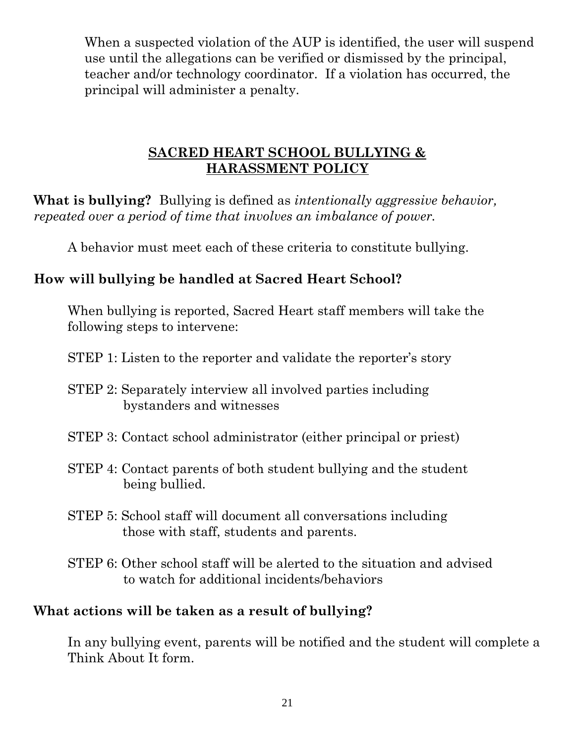When a suspected violation of the AUP is identified, the user will suspend use until the allegations can be verified or dismissed by the principal, teacher and/or technology coordinator. If a violation has occurred, the principal will administer a penalty.

## SACRED HEART SCHOOL BULLYING & HARASSMENT POLICY

**What is bullying?** Bullying is defined as *intentionally aggressive behavior, repeated over a period of time that involves an imbalance of power.*

A behavior must meet each of these criteria to constitute bullying.

**How will bullying be handled at Sacred Heart School?**

When bullying is reported, Sacred Heart staff members will take the following steps to intervene:

STEP 1: Listen to the reporter and validate the reporter's story

STEP 2: Separately interview all involved parties including bystanders and witnesses

STEP 3: Contact school administrator (either principal or priest)

STEP 4: Contact parents of both student bullying and the student being bullied.

STEP 5: School staff will document all conversations including those with staff, students and parents.

STEP 6: Other school staff will be alerted to the situation and advised to watch for additional incidents/behaviors

**What actions will be taken as a result of bullying?**

In any bullying event, parents will be notified and the student will complete a Think About It form.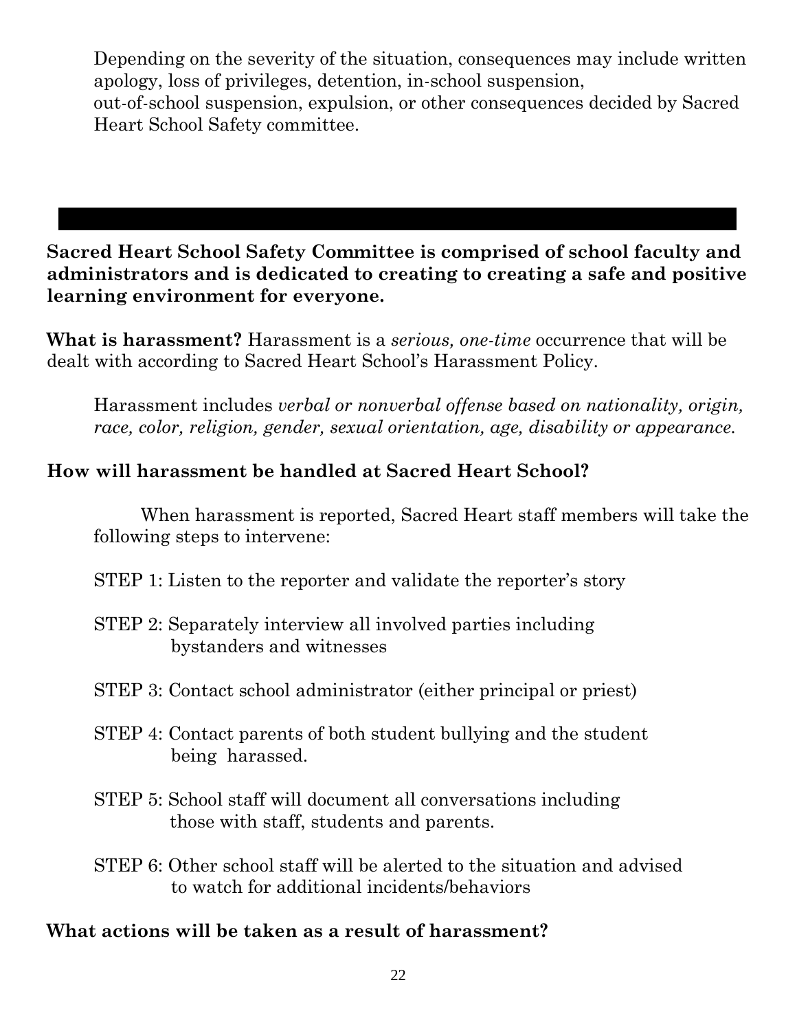Depending on the severity of the situation, consequences may include written apology, loss of privileges, detention, in-school suspension, out-of-school suspension, expulsion, or other consequences decided by Sacred Heart School Safety committee.

**Sacred Heart School Safety Committee is comprised of school faculty and administrators and is dedicated to creating to creating a safe and positive learning environment for everyone.**

**What is harassment?** Harassment is a *serious, one-time* occurrence that will be dealt with according to Sacred Heart School's Harassment Policy.

Harassment includes *verbal or nonverbal offense based on nationality, origin, race, color, religion, gender, sexual orientation, age, disability or appearance.*

**How will harassment be handled at Sacred Heart School?**

When harassment is reported, Sacred Heart staff members will take the following steps to intervene:

STEP 1: Listen to the reporter and validate the reporter's story

STEP 2: Separately interview all involved parties including bystanders and witnesses

STEP 3: Contact school administrator (either principal or priest)

STEP 4: Contact parents of both student bullying and the student being harassed.

STEP 5: School staff will document all conversations including those with staff, students and parents.

STEP 6: Other school staff will be alerted to the situation and advised to watch for additional incidents/behaviors

**What actions will be taken as a result of harassment?**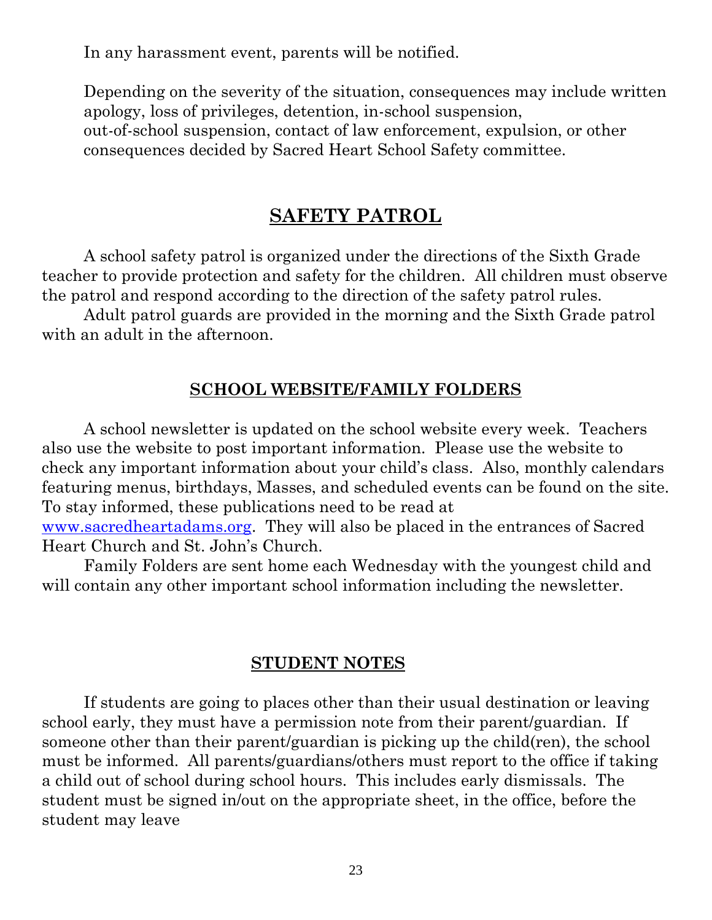In any harassment event, parents will be notified.

Depending on the severity of the situation, consequences may include written apology, loss of privileges, detention, in-school suspension, out-of-school suspension, contact of law enforcement, expulsion, or other consequences decided by Sacred Heart School Safety committee.

## SAFETY PATROL

A school safety patrol is organized under the directions of the Sixth Grade teacher to provide protection and safety for the children. All children must observe the patrol and respond according to the direction of the safety patrol rules.

Adult patrol guards are provided in the morning and the Sixth Grade patrol with an adult in the afternoon.

### SCHOOL WEBSITE/FAMILY FOLDERS

A school newsletter is updated on the school website every week. Teachers also use the website to post important information. Please use the website to check any important information about your child's class. Also, monthly calendars featuring menus, birthdays, Masses, and scheduled events can be found on the site. To stay informed, these publications need to be read at [www.sacredheartadams.org](http://www.sacredheartadams.org). They will also be placed in the entrances of Sacred Heart Church and St. John's Church.

Family Folders are sent home each Wednesday with the youngest child and will contain any other important school information including the newsletter.

### STUDENT NOTES

If students are going to places other than their usual destination or leaving school early, they must have a permission note from their parent/guardian. If someone other than their parent/guardian is picking up the child(ren), the school must be informed. All parents/guardians/others must report to the office if taking a child out of school during school hours. This includes early dismissals. The student must be signed in/out on the appropriate sheet, in the office, before the student may leave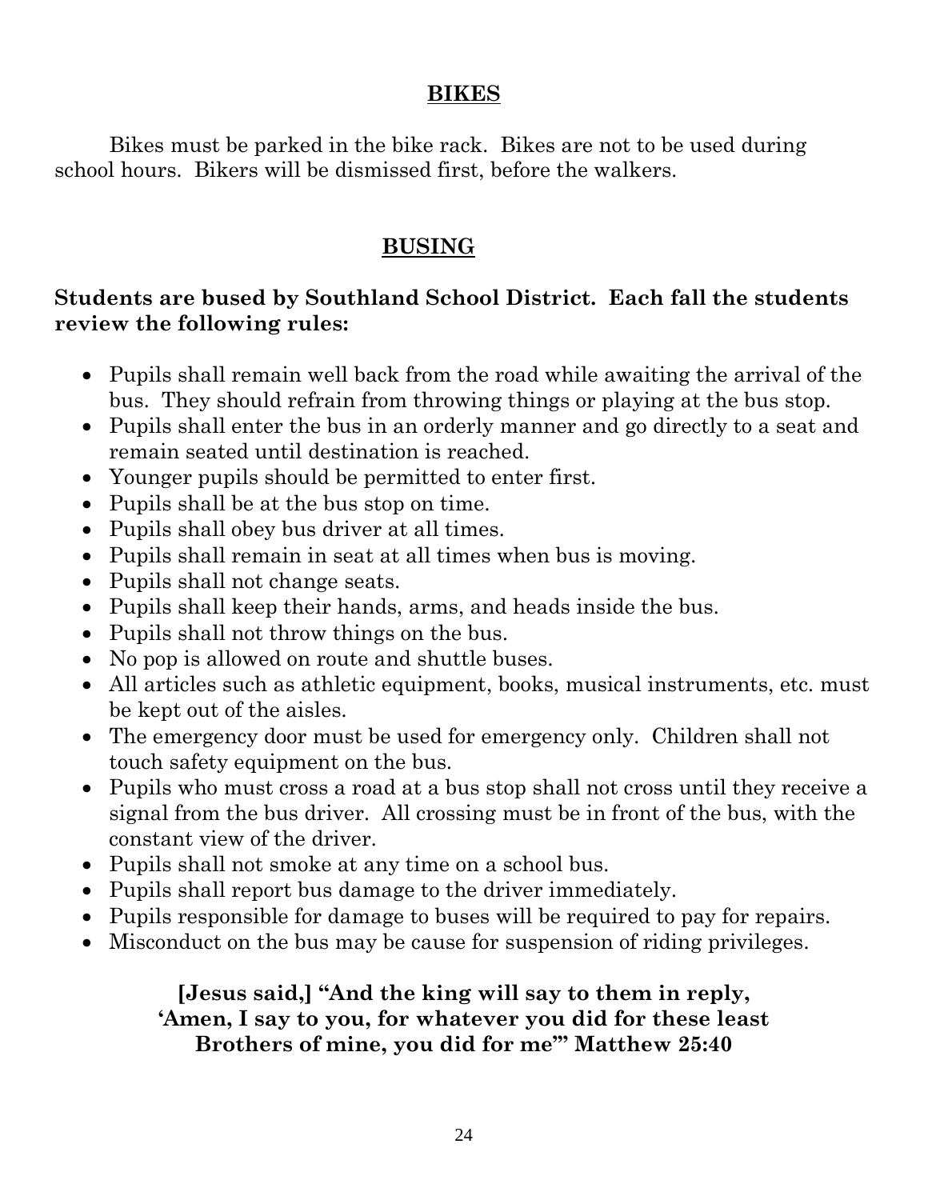## BIKES

Bikes must be parked in the bike rack. Bikes are not to be used during school hours. Bikers will be dismissed first, before the walkers.

## BUSING

**Students are bused by Southland School District. Each fall the students review the following rules:**

- Pupils shall remain well back from the road while awaiting the arrival of the bus. They should refrain from throwing things or playing at the bus stop.
- Pupils shall enter the bus in an orderly manner and go directly to a seat and remain seated until destination is reached.
- Younger pupils should be permitted to enter first.
- Pupils shall be at the bus stop on time.
- Pupils shall obey bus driver at all times.
- Pupils shall remain in seat at all times when bus is moving.
- Pupils shall not change seats.
- Pupils shall keep their hands, arms, and heads inside the bus.
- Pupils shall not throw things on the bus.
- No pop is allowed on route and shuttle buses.
- All articles such as athletic equipment, books, musical instruments, etc. must be kept out of the aisles.
- The emergency door must be used for emergency only. Children shall not touch safety equipment on the bus.
- Pupils who must cross a road at a bus stop shall not cross until they receive a signal from the bus driver. All crossing must be in front of the bus, with the constant view of the driver.
- Pupils shall not smoke at any time on a school bus.
- Pupils shall report bus damage to the driver immediately.
- Pupils responsible for damage to buses will be required to pay for repairs.
- Misconduct on the bus may be cause for suspension of riding privileges.

**[Jesus said,] "And the king will say to them in reply, 'Amen, I say to you, for whatever you did for these least Brothers of mine, you did for me'" Matthew 25:40**